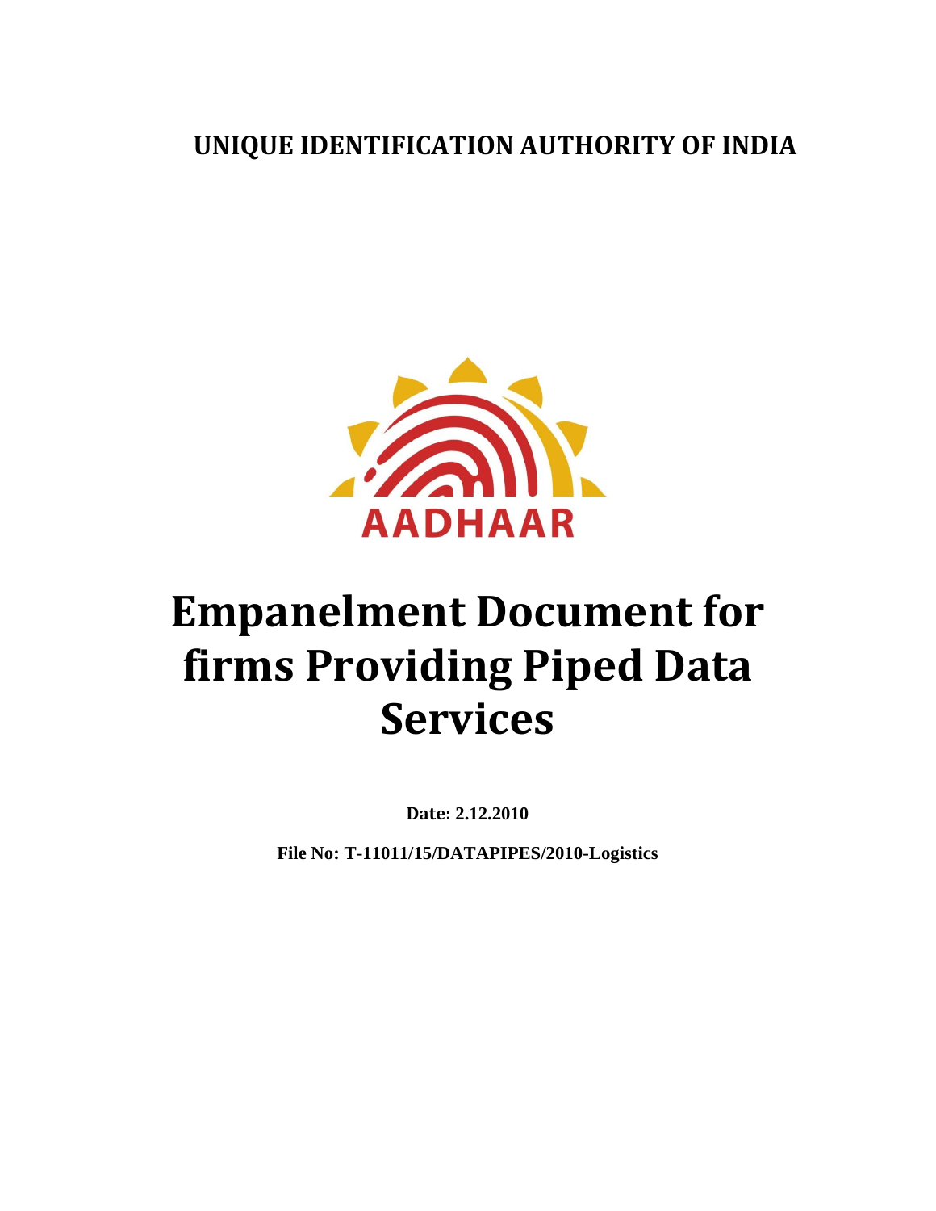**UNIQUE IDENTIFICATION AUTHORITY OF INDIA**

AADHAAR

# Empanelment Document for firms Providing Piped Data Services

**Date: 2.12.2010**

**File No: T-11011/15/DATAPIPES/2010-Logistics**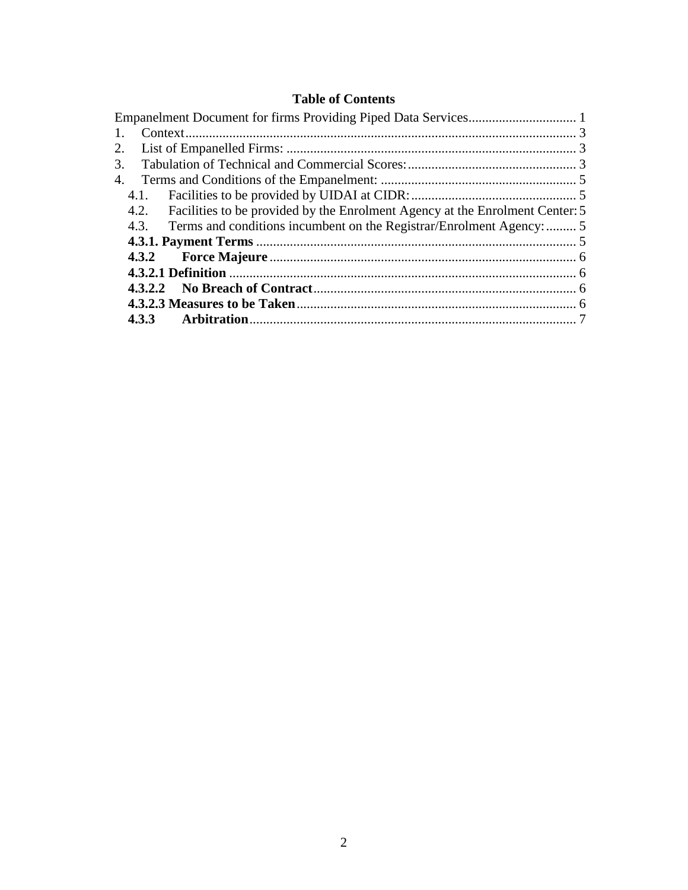**Table of Contents**

Empanelment Document for firms Providing Piped Data Services................................ 1
1. Context.................................................................................................................. 3
2. List of Empanelled Firms: ..................................................................................... 3
3. Tabulation of Technical and Commercial Scores:................................................. 3
4. Terms and Conditions of the Empanelment: ......................................................... 5
   4.1. Facilities to be provided by UIDAI at CIDR:................................................. 5
   4.2. Facilities to be provided by the Enrolment Agency at the Enrolment Center: 5
   4.3. Terms and conditions incumbent on the Registrar/Enrolment Agency:......... 5
   **4.3.1. Payment Terms** ............................................................................................. 5
   **4.3.2 Force Majeure** .......................................................................................... 6
   **4.3.2.1 Definition** ...................................................................................................... 6
   **4.3.2.2 No Breach of Contract**............................................................................. 6
   **4.3.2.3 Measures to be Taken**.................................................................................. 6
   **4.3.3 Arbitration**................................................................................................ 7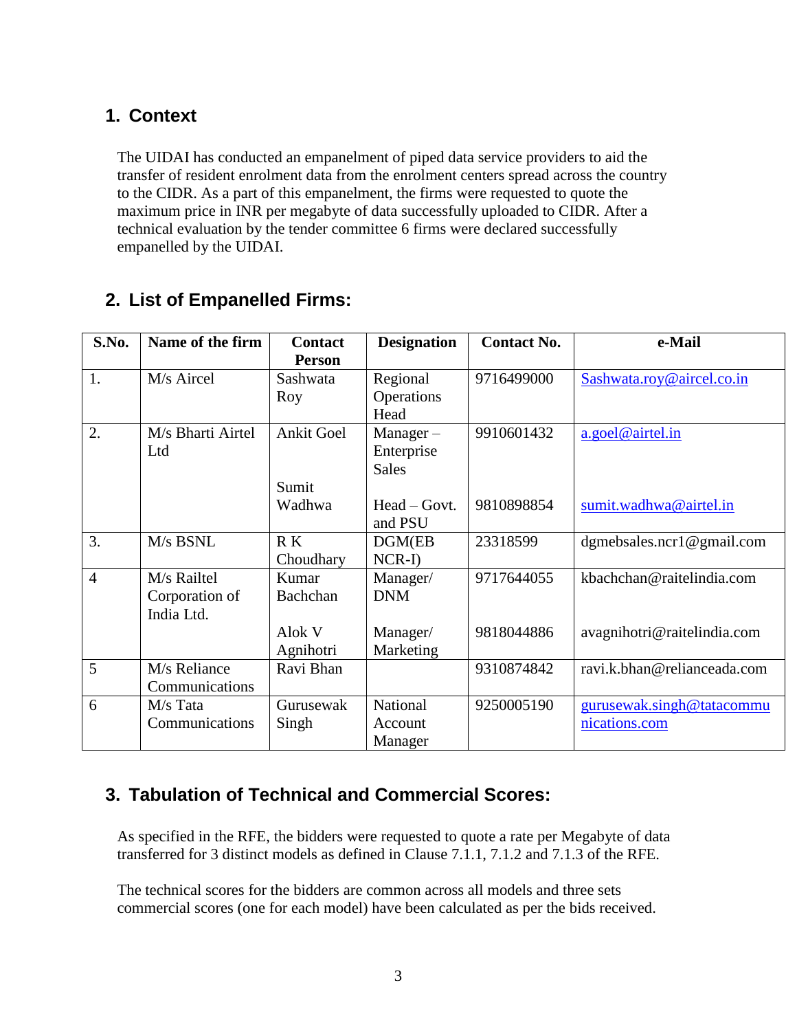## 1. Context

The UIDAI has conducted an empanelment of piped data service providers to aid the transfer of resident enrolment data from the enrolment centers spread across the country to the CIDR. As a part of this empanelment, the firms were requested to quote the maximum price in INR per megabyte of data successfully uploaded to CIDR. After a technical evaluation by the tender committee 6 firms were declared successfully empanelled by the UIDAI.

## 2. List of Empanelled Firms:

| S.No. | Name of the firm | Contact Person | Designation | Contact No. | e-Mail |
|---|---|---|---|---|---|
| 1. | M/s Aircel | Sashwata Roy | Regional Operations Head | 9716499000 | Sashwata.roy@aircel.co.in |
| 2. | M/s Bharti Airtel Ltd | Ankit Goel | Manager – Enterprise Sales | 9910601432 | a.goel@airtel.in |
| | | Sumit Wadhwa | Head – Govt. and PSU | 9810898854 | sumit.wadhwa@airtel.in |
| 3. | M/s BSNL | R K Choudhary | DGM(EB NCR-I) | 23318599 | dgmebsales.ncr1@gmail.com |
| 4 | M/s Railtel Corporation of India Ltd. | Kumar Bachchan | Manager/ DNM | 9717644055 | kbachchan@raitelindia.com |
| | | Alok V Agnihotri | Manager/ Marketing | 9818044886 | avagnihotri@raitelindia.com |
| 5 | M/s Reliance Communications | Ravi Bhan | | 9310874842 | ravi.k.bhan@relianceada.com |
| 6 | M/s Tata Communications | Gurusewak Singh | National Account Manager | 9250005190 | gurusewak.singh@tatacommunications.com |

## 3. Tabulation of Technical and Commercial Scores:

As specified in the RFE, the bidders were requested to quote a rate per Megabyte of data transferred for 3 distinct models as defined in Clause 7.1.1, 7.1.2 and 7.1.3 of the RFE.

The technical scores for the bidders are common across all models and three sets commercial scores (one for each model) have been calculated as per the bids received.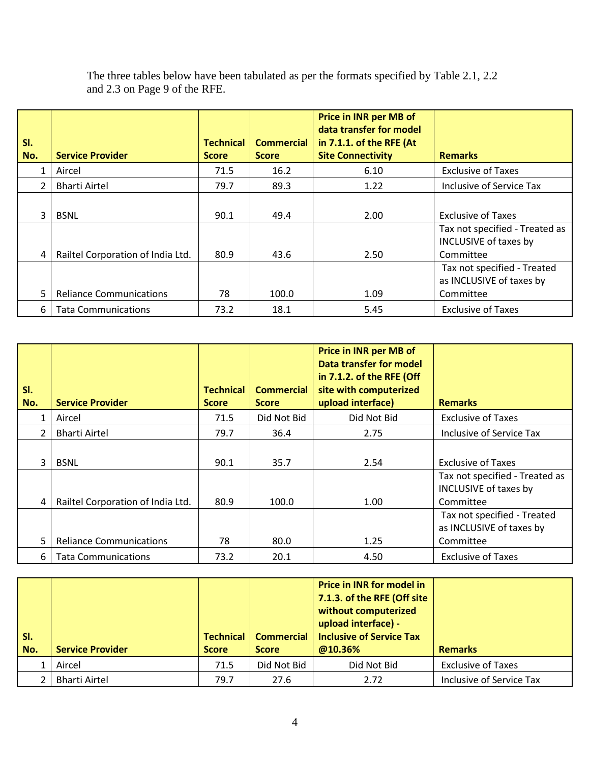The three tables below have been tabulated as per the formats specified by Table 2.1, 2.2 and 2.3 on Page 9 of the RFE.

| Sl. No. | Service Provider | Technical Score | Commercial Score | Price in INR per MB of data transfer for model in 7.1.1. of the RFE (At Site Connectivity | Remarks |
|---|---|---|---|---|---|
| 1 | Aircel | 71.5 | 16.2 | 6.10 | Exclusive of Taxes |
| 2 | Bharti Airtel | 79.7 | 89.3 | 1.22 | Inclusive of Service Tax |
| 3 | BSNL | 90.1 | 49.4 | 2.00 | Exclusive of Taxes |
| 4 | Railtel Corporation of India Ltd. | 80.9 | 43.6 | 2.50 | Tax not specified - Treated as INCLUSIVE of taxes by Committee |
| 5 | Reliance Communications | 78 | 100.0 | 1.09 | Tax not specified - Treated as INCLUSIVE of taxes by Committee |
| 6 | Tata Communications | 73.2 | 18.1 | 5.45 | Exclusive of Taxes |

| Sl. No. | Service Provider | Technical Score | Commercial Score | Price in INR per MB of Data transfer for model in 7.1.2. of the RFE (Off site with computerized upload interface) | Remarks |
|---|---|---|---|---|---|
| 1 | Aircel | 71.5 | Did Not Bid | Did Not Bid | Exclusive of Taxes |
| 2 | Bharti Airtel | 79.7 | 36.4 | 2.75 | Inclusive of Service Tax |
| 3 | BSNL | 90.1 | 35.7 | 2.54 | Exclusive of Taxes |
| 4 | Railtel Corporation of India Ltd. | 80.9 | 100.0 | 1.00 | Tax not specified - Treated as INCLUSIVE of taxes by Committee |
| 5 | Reliance Communications | 78 | 80.0 | 1.25 | Tax not specified - Treated as INCLUSIVE of taxes by Committee |
| 6 | Tata Communications | 73.2 | 20.1 | 4.50 | Exclusive of Taxes |

| Sl. No. | Service Provider | Technical Score | Commercial Score | Price in INR for model in 7.1.3. of the RFE (Off site without computerized upload interface) - Inclusive of Service Tax @10.36% | Remarks |
|---|---|---|---|---|---|
| 1 | Aircel | 71.5 | Did Not Bid | Did Not Bid | Exclusive of Taxes |
| 2 | Bharti Airtel | 79.7 | 27.6 | 2.72 | Inclusive of Service Tax |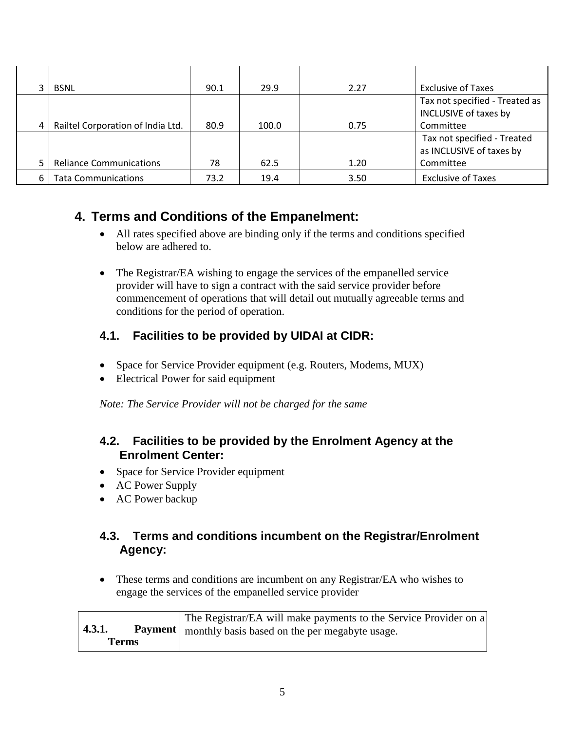| 3 | BSNL | 90.1 | 29.9 | 2.27 | Exclusive of Taxes |
|---|---|---|---|---|---|
| 4 | Railtel Corporation of India Ltd. | 80.9 | 100.0 | 0.75 | Tax not specified - Treated as INCLUSIVE of taxes by Committee |
| 5 | Reliance Communications | 78 | 62.5 | 1.20 | Tax not specified - Treated as INCLUSIVE of taxes by Committee |
| 6 | Tata Communications | 73.2 | 19.4 | 3.50 | Exclusive of Taxes |

## 4. Terms and Conditions of the Empanelment:

- All rates specified above are binding only if the terms and conditions specified below are adhered to.
- The Registrar/EA wishing to engage the services of the empanelled service provider will have to sign a contract with the said service provider before commencement of operations that will detail out mutually agreeable terms and conditions for the period of operation.

### 4.1. Facilities to be provided by UIDAI at CIDR:

- Space for Service Provider equipment (e.g. Routers, Modems, MUX)
- Electrical Power for said equipment

*Note: The Service Provider will not be charged for the same*

### 4.2. Facilities to be provided by the Enrolment Agency at the Enrolment Center:

- Space for Service Provider equipment
- AC Power Supply
- AC Power backup

### 4.3. Terms and conditions incumbent on the Registrar/Enrolment Agency:

- These terms and conditions are incumbent on any Registrar/EA who wishes to engage the services of the empanelled service provider

| **4.3.1. Payment Terms** | The Registrar/EA will make payments to the Service Provider on a monthly basis based on the per megabyte usage. |
|---|---|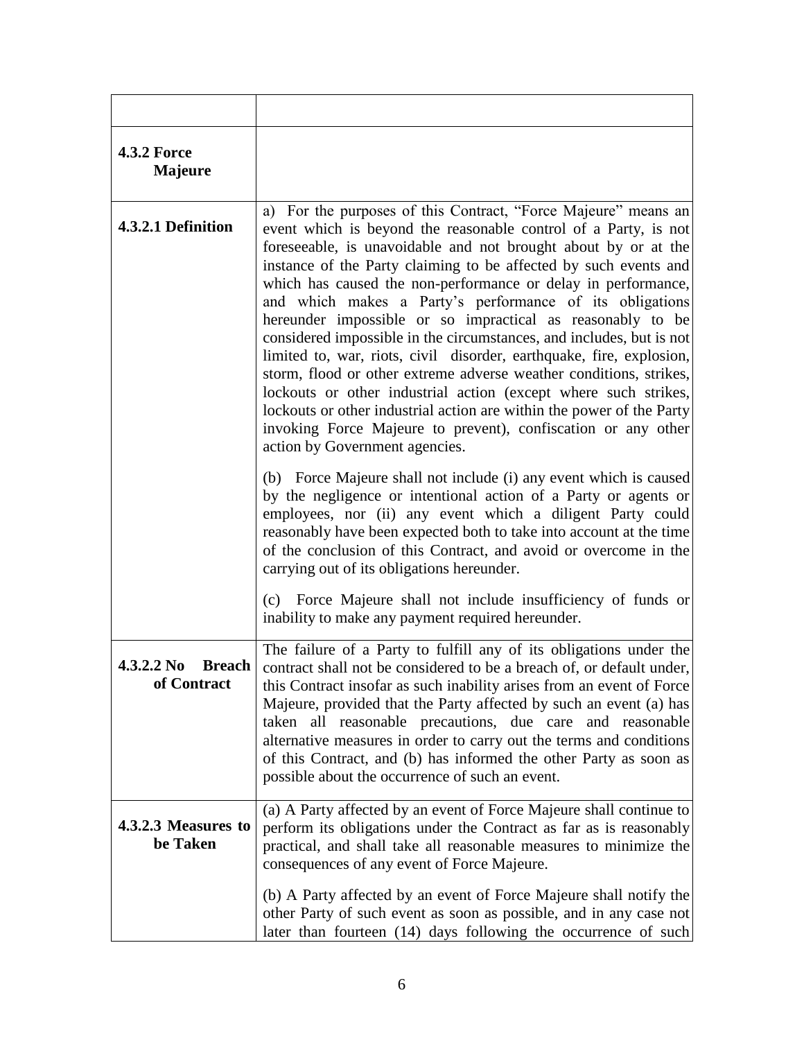| | |
|---|---|
| **4.3.2 Force Majeure** | |
| **4.3.2.1 Definition** | a) For the purposes of this Contract, "Force Majeure" means an event which is beyond the reasonable control of a Party, is not foreseeable, is unavoidable and not brought about by or at the instance of the Party claiming to be affected by such events and which has caused the non-performance or delay in performance, and which makes a Party's performance of its obligations hereunder impossible or so impractical as reasonably to be considered impossible in the circumstances, and includes, but is not limited to, war, riots, civil disorder, earthquake, fire, explosion, storm, flood or other extreme adverse weather conditions, strikes, lockouts or other industrial action (except where such strikes, lockouts or other industrial action are within the power of the Party invoking Force Majeure to prevent), confiscation or any other action by Government agencies.<br><br>(b) Force Majeure shall not include (i) any event which is caused by the negligence or intentional action of a Party or agents or employees, nor (ii) any event which a diligent Party could reasonably have been expected both to take into account at the time of the conclusion of this Contract, and avoid or overcome in the carrying out of its obligations hereunder.<br><br>(c) Force Majeure shall not include insufficiency of funds or inability to make any payment required hereunder. |
| **4.3.2.2 No Breach of Contract** | The failure of a Party to fulfill any of its obligations under the contract shall not be considered to be a breach of, or default under, this Contract insofar as such inability arises from an event of Force Majeure, provided that the Party affected by such an event (a) has taken all reasonable precautions, due care and reasonable alternative measures in order to carry out the terms and conditions of this Contract, and (b) has informed the other Party as soon as possible about the occurrence of such an event. |
| **4.3.2.3 Measures to be Taken** | (a) A Party affected by an event of Force Majeure shall continue to perform its obligations under the Contract as far as is reasonably practical, and shall take all reasonable measures to minimize the consequences of any event of Force Majeure.<br><br>(b) A Party affected by an event of Force Majeure shall notify the other Party of such event as soon as possible, and in any case not later than fourteen (14) days following the occurrence of such |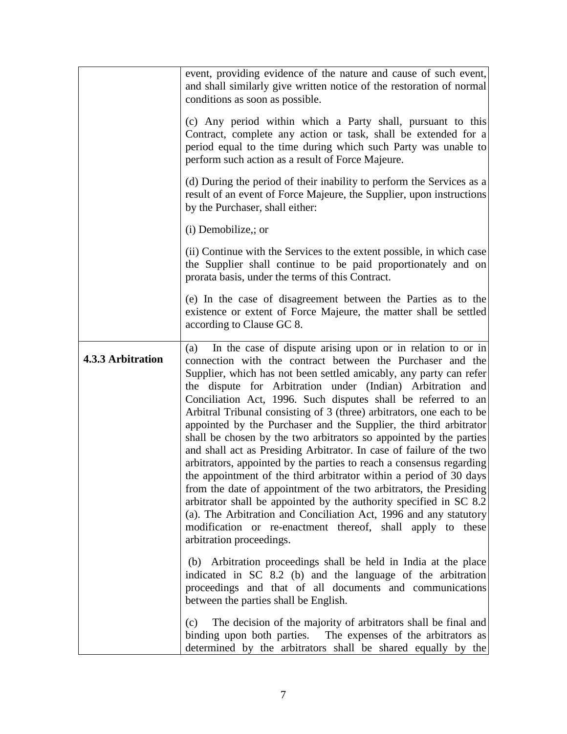| | |
|---|---|
| | event, providing evidence of the nature and cause of such event, and shall similarly give written notice of the restoration of normal conditions as soon as possible.<br><br>(c) Any period within which a Party shall, pursuant to this Contract, complete any action or task, shall be extended for a period equal to the time during which such Party was unable to perform such action as a result of Force Majeure.<br><br>(d) During the period of their inability to perform the Services as a result of an event of Force Majeure, the Supplier, upon instructions by the Purchaser, shall either:<br><br>(i) Demobilize,; or<br><br>(ii) Continue with the Services to the extent possible, in which case the Supplier shall continue to be paid proportionately and on prorata basis, under the terms of this Contract.<br><br>(e) In the case of disagreement between the Parties as to the existence or extent of Force Majeure, the matter shall be settled according to Clause GC 8. |
| **4.3.3 Arbitration** | (a) In the case of dispute arising upon or in relation to or in connection with the contract between the Purchaser and the Supplier, which has not been settled amicably, any party can refer the dispute for Arbitration under (Indian) Arbitration and Conciliation Act, 1996. Such disputes shall be referred to an Arbitral Tribunal consisting of 3 (three) arbitrators, one each to be appointed by the Purchaser and the Supplier, the third arbitrator shall be chosen by the two arbitrators so appointed by the parties and shall act as Presiding Arbitrator. In case of failure of the two arbitrators, appointed by the parties to reach a consensus regarding the appointment of the third arbitrator within a period of 30 days from the date of appointment of the two arbitrators, the Presiding arbitrator shall be appointed by the authority specified in SC 8.2 (a). The Arbitration and Conciliation Act, 1996 and any statutory modification or re-enactment thereof, shall apply to these arbitration proceedings.<br><br>(b) Arbitration proceedings shall be held in India at the place indicated in SC 8.2 (b) and the language of the arbitration proceedings and that of all documents and communications between the parties shall be English.<br><br>(c) The decision of the majority of arbitrators shall be final and binding upon both parties. The expenses of the arbitrators as determined by the arbitrators shall be shared equally by the |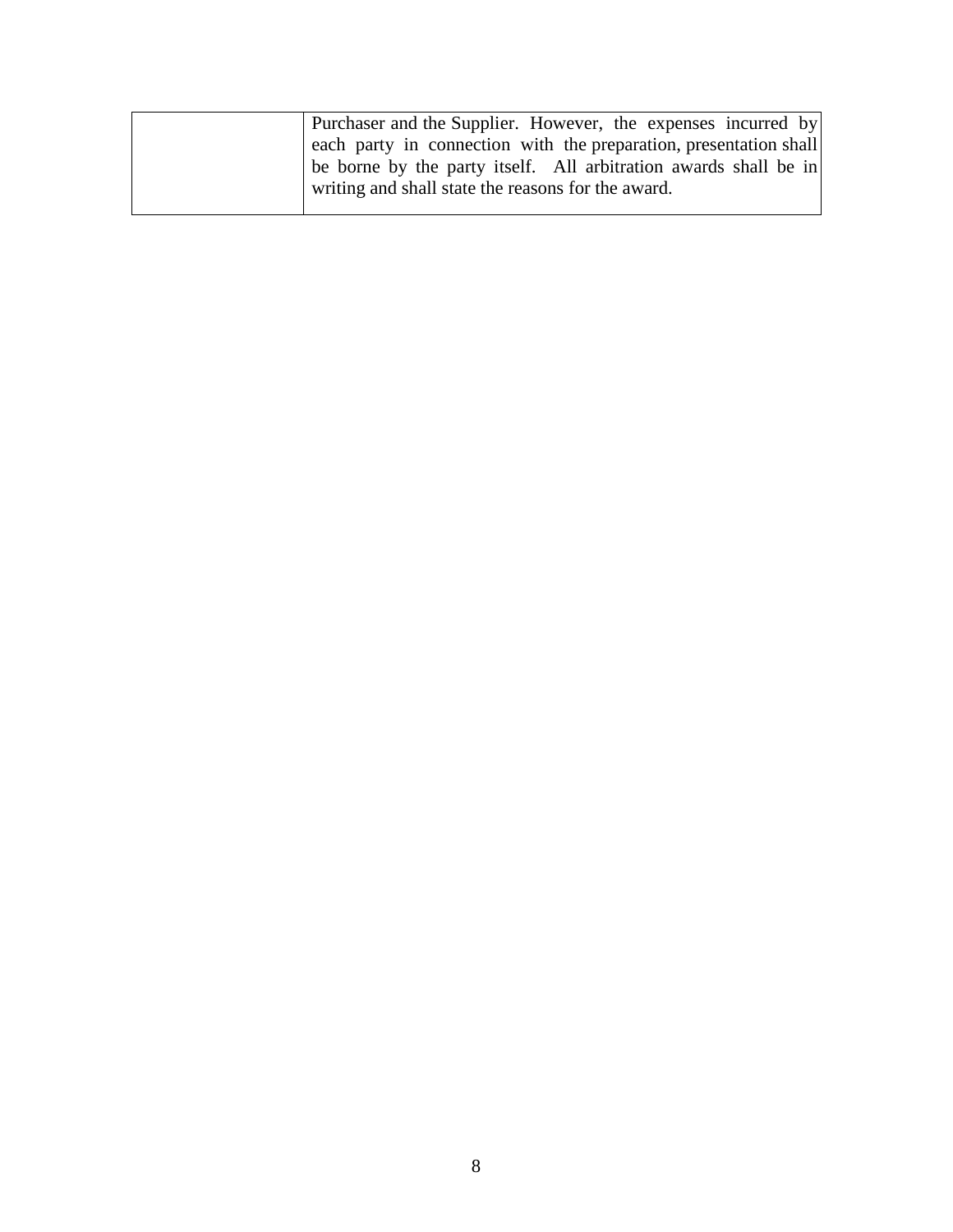| | |
|---|---|
| | Purchaser and the Supplier. However, the expenses incurred by each party in connection with the preparation, presentation shall be borne by the party itself. All arbitration awards shall be in writing and shall state the reasons for the award. |